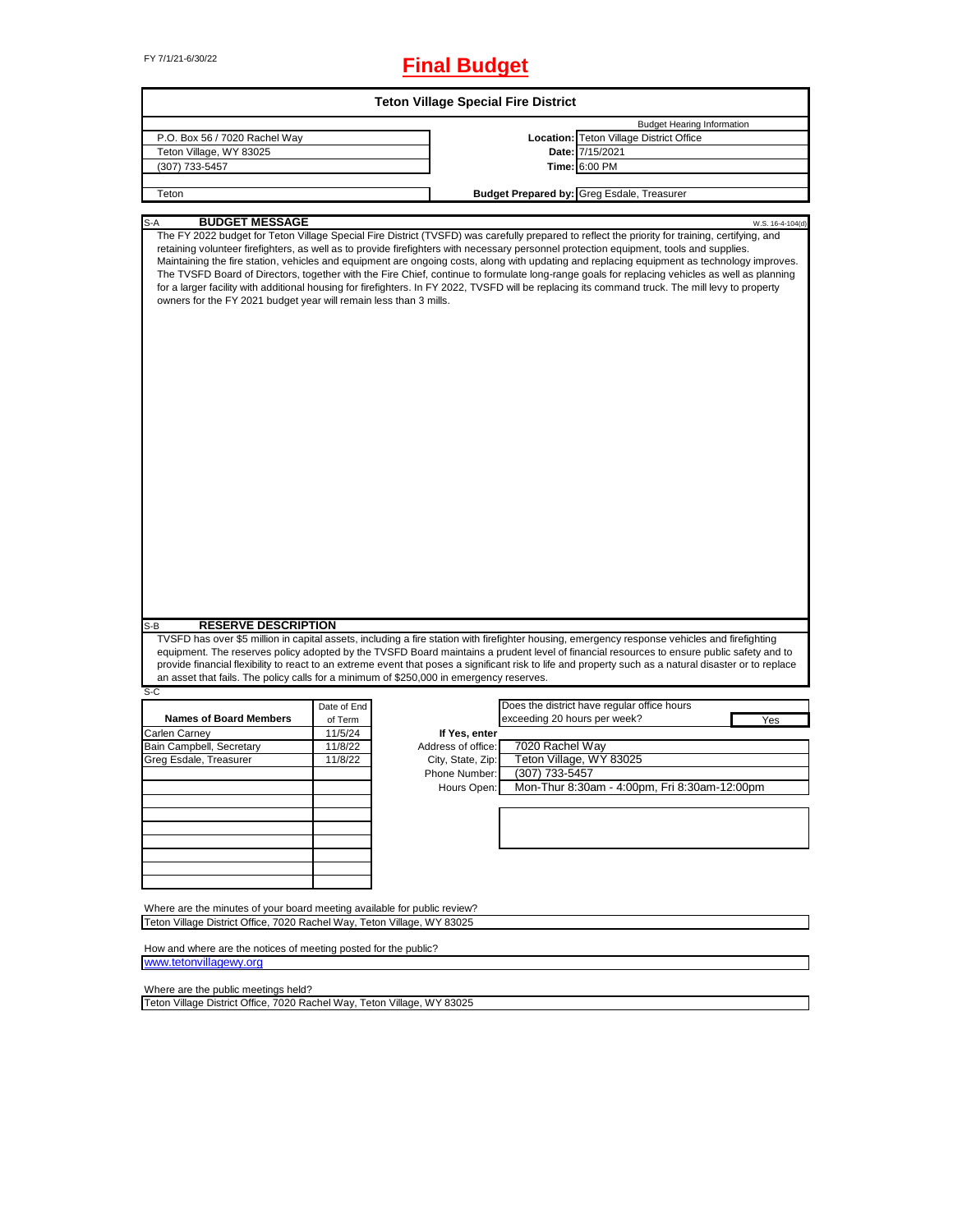FY 7/1/21-6/30/22

# Final Budget

## Teton Village Special Fire District

| | Budget Hearing Information |
|---|---|
| P.O. Box 56 / 7020 Rachel Way | **Location:** Teton Village District Office |
| Teton Village, WY 83025 | **Date:** 7/15/2021 |
| (307) 733-5457 | **Time:** 6:00 PM |
| | |
| Teton | **Budget Prepared by:** Greg Esdale, Treasurer |

### S-A BUDGET MESSAGE

W.S. 16-4-104(d)

The FY 2022 budget for Teton Village Special Fire District (TVSFD) was carefully prepared to reflect the priority for training, certifying, and retaining volunteer firefighters, as well as to provide firefighters with necessary personnel protection equipment, tools and supplies. Maintaining the fire station, vehicles and equipment are ongoing costs, along with updating and replacing equipment as technology improves. The TVSFD Board of Directors, together with the Fire Chief, continue to formulate long-range goals for replacing vehicles as well as planning for a larger facility with additional housing for firefighters. In FY 2022, TVSFD will be replacing its command truck. The mill levy to property owners for the FY 2021 budget year will remain less than 3 mills.

### S-B RESERVE DESCRIPTION

TVSFD has over $5 million in capital assets, including a fire station with firefighter housing, emergency response vehicles and firefighting equipment. The reserves policy adopted by the TVSFD Board maintains a prudent level of financial resources to ensure public safety and to provide financial flexibility to react to an extreme event that poses a significant risk to life and property such as a natural disaster or to replace an asset that fails. The policy calls for a minimum of $250,000 in emergency reserves.

S-C

| Names of Board Members | Date of End of Term |
|---|---|
| Carlen Carney | 11/5/24 |
| Bain Campbell, Secretary | 11/8/22 |
| Greg Esdale, Treasurer | 11/8/22 |

Does the district have regular office hours exceeding 20 hours per week? Yes

| If Yes, enter | |
|---|---|
| Address of office: | 7020 Rachel Way |
| City, State, Zip: | Teton Village, WY 83025 |
| Phone Number: | (307) 733-5457 |
| Hours Open: | Mon-Thur 8:30am - 4:00pm, Fri 8:30am-12:00pm |

Where are the minutes of your board meeting available for public review?
Teton Village District Office, 7020 Rachel Way, Teton Village, WY 83025

How and where are the notices of meeting posted for the public?
www.tetonvillagewy.org

Where are the public meetings held?
Teton Village District Office, 7020 Rachel Way, Teton Village, WY 83025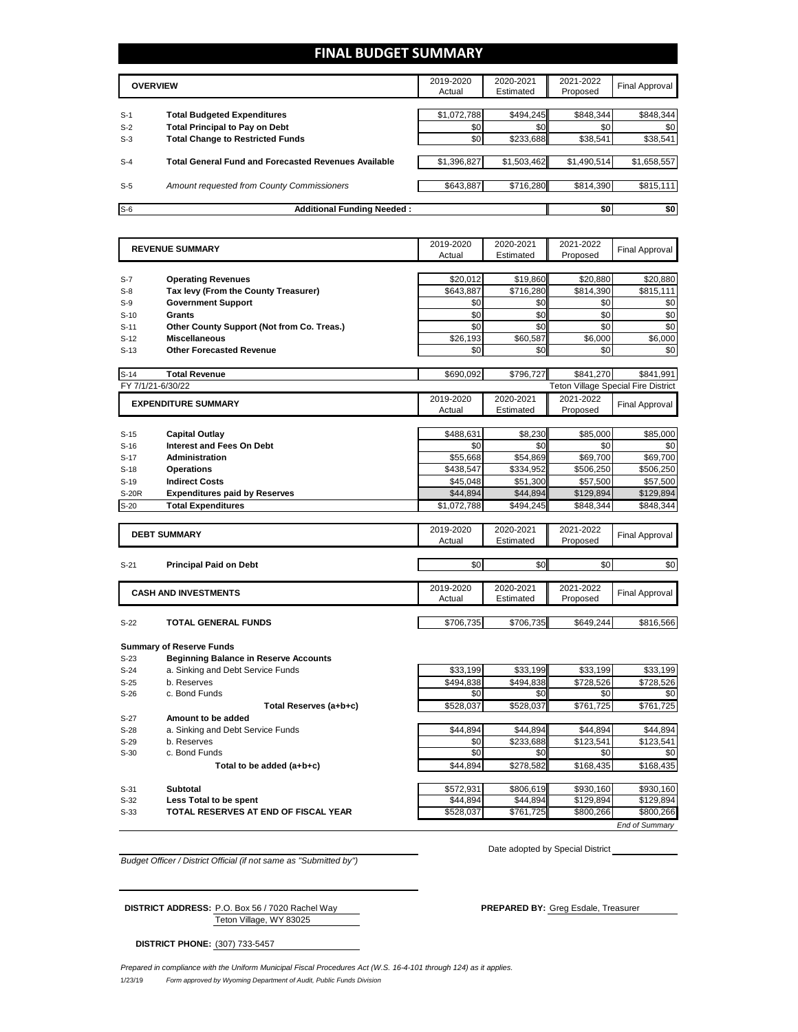# FINAL BUDGET SUMMARY

| | OVERVIEW | 2019-2020 Actual | 2020-2021 Estimated | 2021-2022 Proposed | Final Approval |
|---|---|---|---|---|---|
| S-1 | **Total Budgeted Expenditures** | $1,072,788 | $494,245 | $848,344 | $848,344 |
| S-2 | **Total Principal to Pay on Debt** | $0 | $0 | $0 | $0 |
| S-3 | **Total Change to Restricted Funds** | $0 | $233,688 | $38,541 | $38,541 |
| S-4 | **Total General Fund and Forecasted Revenues Available** | $1,396,827 | $1,503,462 | $1,490,514 | $1,658,557 |
| S-5 | *Amount requested from County Commissioners* | $643,887 | $716,280 | $814,390 | $815,111 |
| S-6 | **Additional Funding Needed :** | | | $0 | $0 |

| | REVENUE SUMMARY | 2019-2020 Actual | 2020-2021 Estimated | 2021-2022 Proposed | Final Approval |
|---|---|---|---|---|---|
| S-7 | **Operating Revenues** | $20,012 | $19,860 | $20,880 | $20,880 |
| S-8 | **Tax levy (From the County Treasurer)** | $643,887 | $716,280 | $814,390 | $815,111 |
| S-9 | **Government Support** | $0 | $0 | $0 | $0 |
| S-10 | **Grants** | $0 | $0 | $0 | $0 |
| S-11 | **Other County Support (Not from Co. Treas.)** | $0 | $0 | $0 | $0 |
| S-12 | **Miscellaneous** | $26,193 | $60,587 | $6,000 | $6,000 |
| S-13 | **Other Forecasted Revenue** | $0 | $0 | $0 | $0 |
| S-14 | **Total Revenue** | $690,092 | $796,727 | $841,270 | $841,991 |

FY 7/1/21-6/30/22 — Teton Village Special Fire District

| | EXPENDITURE SUMMARY | 2019-2020 Actual | 2020-2021 Estimated | 2021-2022 Proposed | Final Approval |
|---|---|---|---|---|---|
| S-15 | **Capital Outlay** | $488,631 | $8,230 | $85,000 | $85,000 |
| S-16 | **Interest and Fees On Debt** | $0 | $0 | $0 | $0 |
| S-17 | **Administration** | $55,668 | $54,869 | $69,700 | $69,700 |
| S-18 | **Operations** | $438,547 | $334,952 | $506,250 | $506,250 |
| S-19 | **Indirect Costs** | $45,048 | $51,300 | $57,500 | $57,500 |
| S-20R | **Expenditures paid by Reserves** | $44,894 | $44,894 | $129,894 | $129,894 |
| S-20 | **Total Expenditures** | $1,072,788 | $494,245 | $848,344 | $848,344 |

| | DEBT SUMMARY | 2019-2020 Actual | 2020-2021 Estimated | 2021-2022 Proposed | Final Approval |
|---|---|---|---|---|---|
| S-21 | **Principal Paid on Debt** | $0 | $0 | $0 | $0 |

| | CASH AND INVESTMENTS | 2019-2020 Actual | 2020-2021 Estimated | 2021-2022 Proposed | Final Approval |
|---|---|---|---|---|---|
| S-22 | **TOTAL GENERAL FUNDS** | $706,735 | $706,735 | $649,244 | $816,566 |

**Summary of Reserve Funds**

| | | 2019-2020 Actual | 2020-2021 Estimated | 2021-2022 Proposed | Final Approval |
|---|---|---|---|---|---|
| S-23 | **Beginning Balance in Reserve Accounts** | | | | |
| S-24 | a. Sinking and Debt Service Funds | $33,199 | $33,199 | $33,199 | $33,199 |
| S-25 | b. Reserves | $494,838 | $494,838 | $728,526 | $728,526 |
| S-26 | c. Bond Funds | $0 | $0 | $0 | $0 |
| | **Total Reserves (a+b+c)** | $528,037 | $528,037 | $761,725 | $761,725 |
| S-27 | **Amount to be added** | | | | |
| S-28 | a. Sinking and Debt Service Funds | $44,894 | $44,894 | $44,894 | $44,894 |
| S-29 | b. Reserves | $0 | $233,688 | $123,541 | $123,541 |
| S-30 | c. Bond Funds | $0 | $0 | $0 | $0 |
| | **Total to be added (a+b+c)** | $44,894 | $278,582 | $168,435 | $168,435 |
| S-31 | **Subtotal** | $572,931 | $806,619 | $930,160 | $930,160 |
| S-32 | **Less Total to be spent** | $44,894 | $44,894 | $129,894 | $129,894 |
| S-33 | **TOTAL RESERVES AT END OF FISCAL YEAR** | $528,037 | $761,725 | $800,266 | $800,266 |

*End of Summary*

*Budget Officer / District Official (if not same as "Submitted by")*

Date adopted by Special District

**DISTRICT ADDRESS:** P.O. Box 56 / 7020 Rachel Way
Teton Village, WY 83025

**PREPARED BY:** Greg Esdale, Treasurer

**DISTRICT PHONE:** (307) 733-5457

*Prepared in compliance with the Uniform Municipal Fiscal Procedures Act (W.S. 16-4-101 through 124) as it applies.*

1/23/19 *Form approved by Wyoming Department of Audit, Public Funds Division*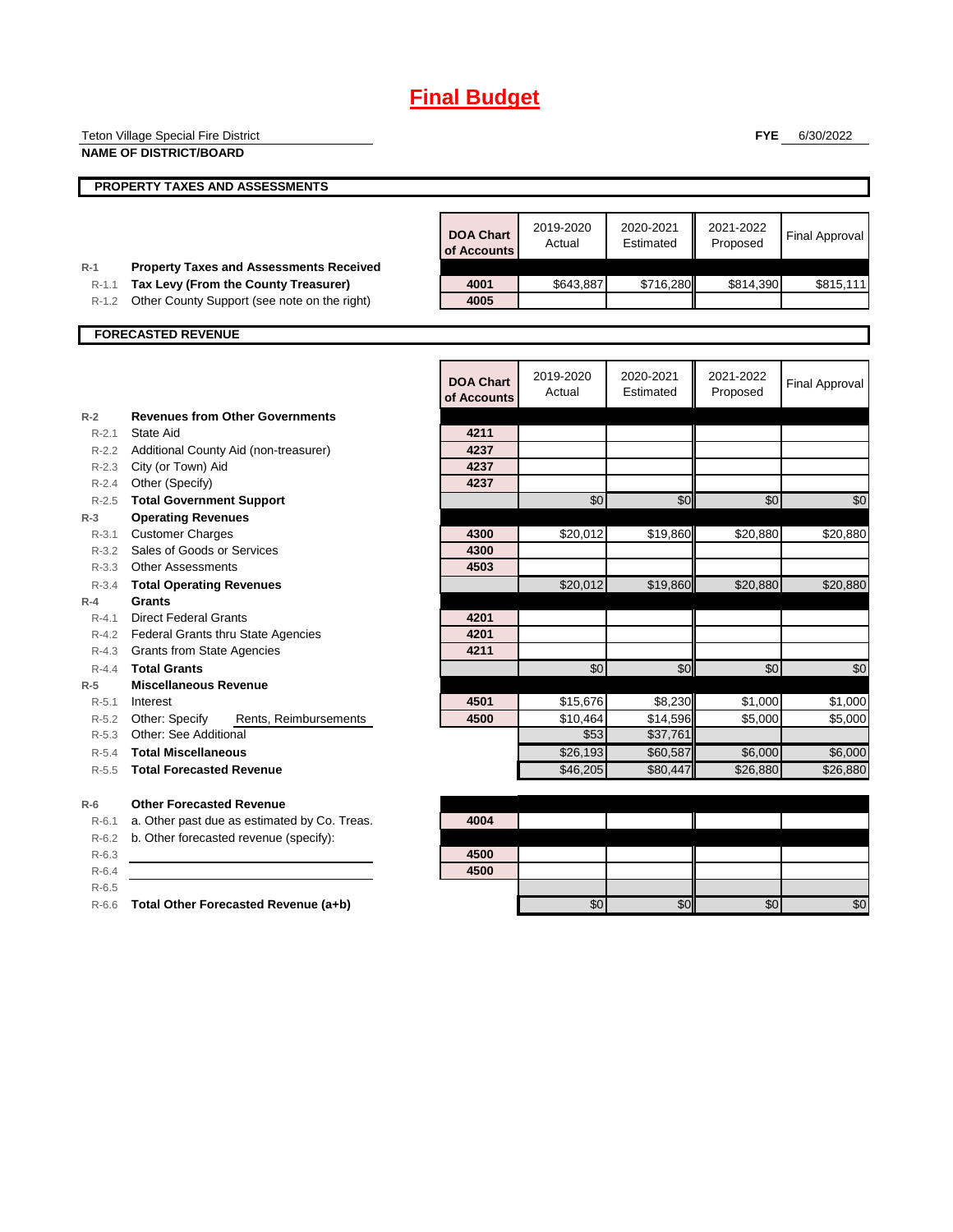# Final Budget

Teton Village Special Fire District

**NAME OF DISTRICT/BOARD**

**FYE** 6/30/2022

## PROPERTY TAXES AND ASSESSMENTS

| | | DOA Chart of Accounts | 2019-2020 Actual | 2020-2021 Estimated | 2021-2022 Proposed | Final Approval |
|---|---|---|---|---|---|---|
| R-1 | **Property Taxes and Assessments Received** | | | | | |
| R-1.1 | **Tax Levy (From the County Treasurer)** | 4001 | $643,887 | $716,280 | $814,390 | $815,111 |
| R-1.2 | Other County Support (see note on the right) | 4005 | | | | |

## FORECASTED REVENUE

| | | DOA Chart of Accounts | 2019-2020 Actual | 2020-2021 Estimated | 2021-2022 Proposed | Final Approval |
|---|---|---|---|---|---|---|
| R-2 | **Revenues from Other Governments** | | | | | |
| R-2.1 | State Aid | 4211 | | | | |
| R-2.2 | Additional County Aid (non-treasurer) | 4237 | | | | |
| R-2.3 | City (or Town) Aid | 4237 | | | | |
| R-2.4 | Other (Specify) | 4237 | | | | |
| R-2.5 | **Total Government Support** | | $0 | $0 | $0 | $0 |
| R-3 | **Operating Revenues** | | | | | |
| R-3.1 | Customer Charges | 4300 | $20,012 | $19,860 | $20,880 | $20,880 |
| R-3.2 | Sales of Goods or Services | 4300 | | | | |
| R-3.3 | Other Assessments | 4503 | | | | |
| R-3.4 | **Total Operating Revenues** | | $20,012 | $19,860 | $20,880 | $20,880 |
| R-4 | **Grants** | | | | | |
| R-4.1 | Direct Federal Grants | 4201 | | | | |
| R-4.2 | Federal Grants thru State Agencies | 4201 | | | | |
| R-4.3 | Grants from State Agencies | 4211 | | | | |
| R-4.4 | **Total Grants** | | $0 | $0 | $0 | $0 |
| R-5 | **Miscellaneous Revenue** | | | | | |
| R-5.1 | Interest | 4501 | $15,676 | $8,230 | $1,000 | $1,000 |
| R-5.2 | Other: Specify Rents, Reimbursements | 4500 | $10,464 | $14,596 | $5,000 | $5,000 |
| R-5.3 | Other: See Additional | | $53 | $37,761 | | |
| R-5.4 | **Total Miscellaneous** | | $26,193 | $60,587 | $6,000 | $6,000 |
| R-5.5 | **Total Forecasted Revenue** | | $46,205 | $80,447 | $26,880 | $26,880 |
| R-6 | **Other Forecasted Revenue** | | | | | |
| R-6.1 | a. Other past due as estimated by Co. Treas. | 4004 | | | | |
| R-6.2 | b. Other forecasted revenue (specify): | | | | | |
| R-6.3 | | 4500 | | | | |
| R-6.4 | | 4500 | | | | |
| R-6.5 | | | | | | |
| R-6.6 | **Total Other Forecasted Revenue (a+b)** | | $0 | $0 | $0 | $0 |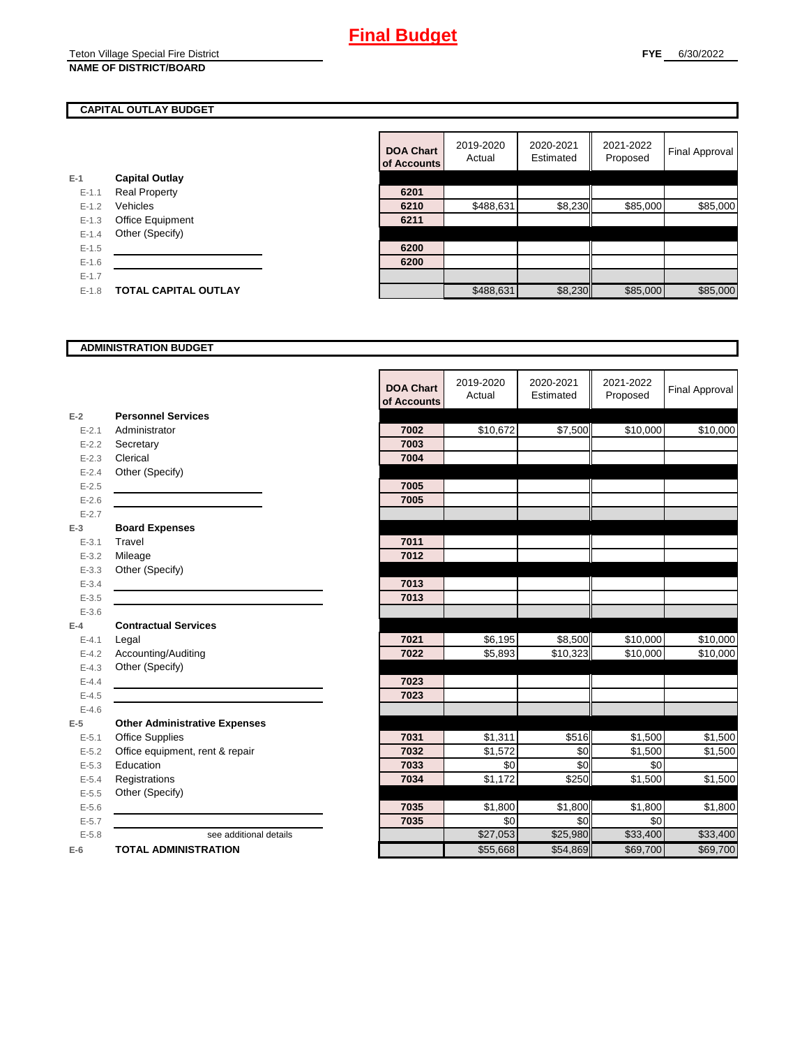# Final Budget

Teton Village Special Fire District
**NAME OF DISTRICT/BOARD**

**FYE** 6/30/2022

## CAPITAL OUTLAY BUDGET

| | | DOA Chart of Accounts | 2019-2020 Actual | 2020-2021 Estimated | 2021-2022 Proposed | Final Approval |
|---|---|---|---|---|---|---|
| E-1 | **Capital Outlay** | | | | | |
| E-1.1 | Real Property | 6201 | | | | |
| E-1.2 | Vehicles | 6210 | $488,631 | $8,230 | $85,000 | $85,000 |
| E-1.3 | Office Equipment | 6211 | | | | |
| E-1.4 | Other (Specify) | | | | | |
| E-1.5 | | 6200 | | | | |
| E-1.6 | | 6200 | | | | |
| E-1.7 | | | | | | |
| E-1.8 | **TOTAL CAPITAL OUTLAY** | | $488,631 | $8,230 | $85,000 | $85,000 |

## ADMINISTRATION BUDGET

| | | DOA Chart of Accounts | 2019-2020 Actual | 2020-2021 Estimated | 2021-2022 Proposed | Final Approval |
|---|---|---|---|---|---|---|
| E-2 | **Personnel Services** | | | | | |
| E-2.1 | Administrator | 7002 | $10,672 | $7,500 | $10,000 | $10,000 |
| E-2.2 | Secretary | 7003 | | | | |
| E-2.3 | Clerical | 7004 | | | | |
| E-2.4 | Other (Specify) | | | | | |
| E-2.5 | | 7005 | | | | |
| E-2.6 | | 7005 | | | | |
| E-2.7 | | | | | | |
| E-3 | **Board Expenses** | | | | | |
| E-3.1 | Travel | 7011 | | | | |
| E-3.2 | Mileage | 7012 | | | | |
| E-3.3 | Other (Specify) | | | | | |
| E-3.4 | | 7013 | | | | |
| E-3.5 | | 7013 | | | | |
| E-3.6 | | | | | | |
| E-4 | **Contractual Services** | | | | | |
| E-4.1 | Legal | 7021 | $6,195 | $8,500 | $10,000 | $10,000 |
| E-4.2 | Accounting/Auditing | 7022 | $5,893 | $10,323 | $10,000 | $10,000 |
| E-4.3 | Other (Specify) | | | | | |
| E-4.4 | | 7023 | | | | |
| E-4.5 | | 7023 | | | | |
| E-4.6 | | | | | | |
| E-5 | **Other Administrative Expenses** | | | | | |
| E-5.1 | Office Supplies | 7031 | $1,311 | $516 | $1,500 | $1,500 |
| E-5.2 | Office equipment, rent & repair | 7032 | $1,572 | $0 | $1,500 | $1,500 |
| E-5.3 | Education | 7033 | $0 | $0 | $0 | |
| E-5.4 | Registrations | 7034 | $1,172 | $250 | $1,500 | $1,500 |
| E-5.5 | Other (Specify) | | | | | |
| E-5.6 | | 7035 | $1,800 | $1,800 | $1,800 | $1,800 |
| E-5.7 | | 7035 | $0 | $0 | $0 | |
| E-5.8 | see additional details | | $27,053 | $25,980 | $33,400 | $33,400 |
| E-6 | **TOTAL ADMINISTRATION** | | $55,668 | $54,869 | $69,700 | $69,700 |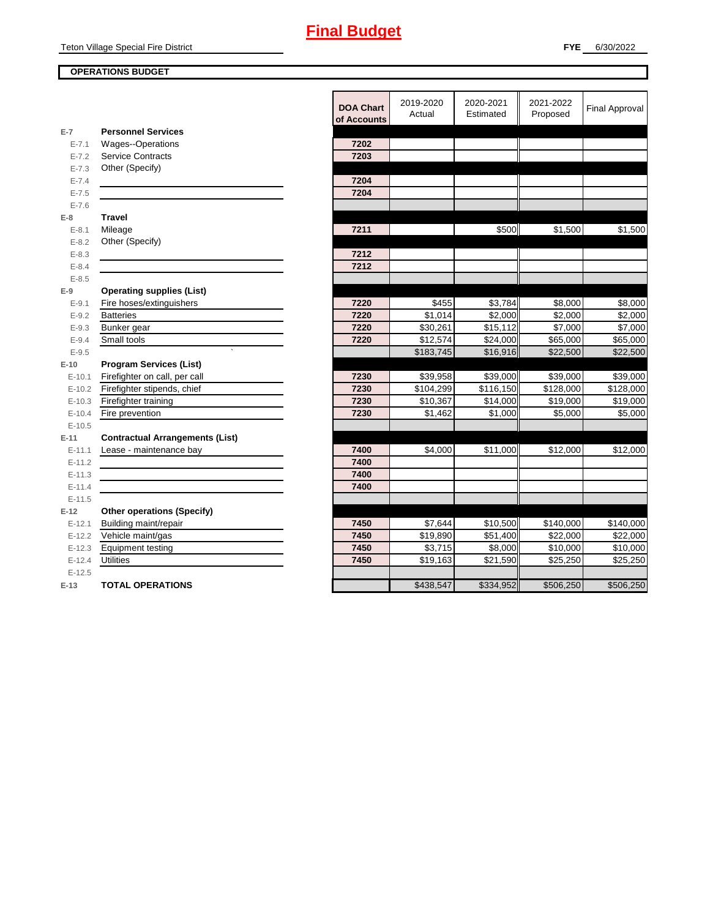# Final Budget

Teton Village Special Fire District

**FYE** 6/30/2022

**OPERATIONS BUDGET**

| | | DOA Chart of Accounts | 2019-2020 Actual | 2020-2021 Estimated | 2021-2022 Proposed | Final Approval |
|---|---|---|---|---|---|---|
| **E-7** | **Personnel Services** | | | | | |
| E-7.1 | Wages--Operations | 7202 | | | | |
| E-7.2 | Service Contracts | 7203 | | | | |
| E-7.3 | Other (Specify) | | | | | |
| E-7.4 | | 7204 | | | | |
| E-7.5 | | 7204 | | | | |
| E-7.6 | | | | | | |
| **E-8** | **Travel** | | | | | |
| E-8.1 | Mileage | 7211 | | $500 | $1,500 | $1,500 |
| E-8.2 | Other (Specify) | | | | | |
| E-8.3 | | 7212 | | | | |
| E-8.4 | | 7212 | | | | |
| E-8.5 | | | | | | |
| **E-9** | **Operating supplies (List)** | | | | | |
| E-9.1 | Fire hoses/extinguishers | 7220 | $455 | $3,784 | $8,000 | $8,000 |
| E-9.2 | Batteries | 7220 | $1,014 | $2,000 | $2,000 | $2,000 |
| E-9.3 | Bunker gear | 7220 | $30,261 | $15,112 | $7,000 | $7,000 |
| E-9.4 | Small tools | 7220 | $12,574 | $24,000 | $65,000 | $65,000 |
| E-9.5 | ` | | $183,745 | $16,916 | $22,500 | $22,500 |
| **E-10** | **Program Services (List)** | | | | | |
| E-10.1 | Firefighter on call, per call | 7230 | $39,958 | $39,000 | $39,000 | $39,000 |
| E-10.2 | Firefighter stipends, chief | 7230 | $104,299 | $116,150 | $128,000 | $128,000 |
| E-10.3 | Firefighter training | 7230 | $10,367 | $14,000 | $19,000 | $19,000 |
| E-10.4 | Fire prevention | 7230 | $1,462 | $1,000 | $5,000 | $5,000 |
| E-10.5 | | | | | | |
| **E-11** | **Contractual Arrangements (List)** | | | | | |
| E-11.1 | Lease - maintenance bay | 7400 | $4,000 | $11,000 | $12,000 | $12,000 |
| E-11.2 | | 7400 | | | | |
| E-11.3 | | 7400 | | | | |
| E-11.4 | | 7400 | | | | |
| E-11.5 | | | | | | |
| **E-12** | **Other operations (Specify)** | | | | | |
| E-12.1 | Building maint/repair | 7450 | $7,644 | $10,500 | $140,000 | $140,000 |
| E-12.2 | Vehicle maint/gas | 7450 | $19,890 | $51,400 | $22,000 | $22,000 |
| E-12.3 | Equipment testing | 7450 | $3,715 | $8,000 | $10,000 | $10,000 |
| E-12.4 | Utilities | 7450 | $19,163 | $21,590 | $25,250 | $25,250 |
| E-12.5 | | | | | | |
| **E-13** | **TOTAL OPERATIONS** | | $438,547 | $334,952 | $506,250 | $506,250 |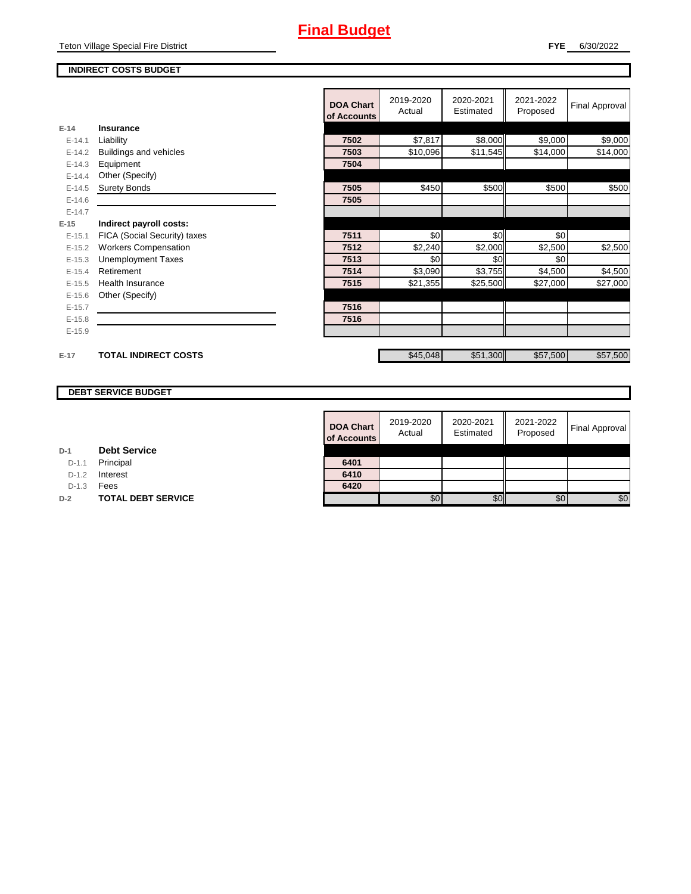# Final Budget

Teton Village Special Fire District

**FYE** 6/30/2022

## INDIRECT COSTS BUDGET

| | | DOA Chart of Accounts | 2019-2020 Actual | 2020-2021 Estimated | 2021-2022 Proposed | Final Approval |
|---|---|---|---|---|---|---|
| **E-14** | **Insurance** | | | | | |
| E-14.1 | Liability | 7502 | $7,817 | $8,000 | $9,000 | $9,000 |
| E-14.2 | Buildings and vehicles | 7503 | $10,096 | $11,545 | $14,000 | $14,000 |
| E-14.3 | Equipment | 7504 | | | | |
| E-14.4 | Other (Specify) | | | | | |
| E-14.5 | Surety Bonds | 7505 | $450 | $500 | $500 | $500 |
| E-14.6 | | 7505 | | | | |
| E-14.7 | | | | | | |
| **E-15** | **Indirect payroll costs:** | | | | | |
| E-15.1 | FICA (Social Security) taxes | 7511 | $0 | $0 | $0 | |
| E-15.2 | Workers Compensation | 7512 | $2,240 | $2,000 | $2,500 | $2,500 |
| E-15.3 | Unemployment Taxes | 7513 | $0 | $0 | $0 | |
| E-15.4 | Retirement | 7514 | $3,090 | $3,755 | $4,500 | $4,500 |
| E-15.5 | Health Insurance | 7515 | $21,355 | $25,500 | $27,000 | $27,000 |
| E-15.6 | Other (Specify) | | | | | |
| E-15.7 | | 7516 | | | | |
| E-15.8 | | 7516 | | | | |
| E-15.9 | | | | | | |
| **E-17** | **TOTAL INDIRECT COSTS** | | $45,048 | $51,300 | $57,500 | $57,500 |

## DEBT SERVICE BUDGET

| | | DOA Chart of Accounts | 2019-2020 Actual | 2020-2021 Estimated | 2021-2022 Proposed | Final Approval |
|---|---|---|---|---|---|---|
| **D-1** | **Debt Service** | | | | | |
| D-1.1 | Principal | 6401 | | | | |
| D-1.2 | Interest | 6410 | | | | |
| D-1.3 | Fees | 6420 | | | | |
| **D-2** | **TOTAL DEBT SERVICE** | | $0 | $0 | $0 | $0 |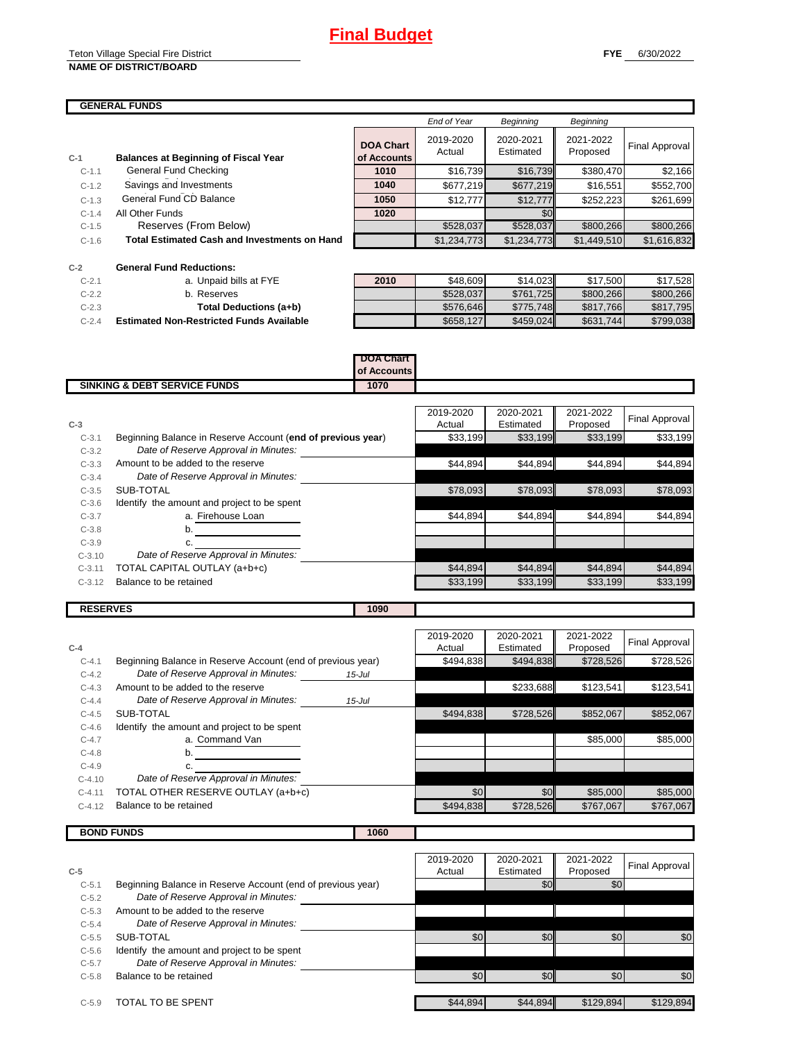# Final Budget

Teton Village Special Fire District
**NAME OF DISTRICT/BOARD**

**FYE** 6/30/2022

## GENERAL FUNDS

| | | DOA Chart of Accounts | End of Year 2019-2020 Actual | Beginning 2020-2021 Estimated | Beginning 2021-2022 Proposed | Final Approval |
|---|---|---|---|---|---|---|
| C-1 | **Balances at Beginning of Fiscal Year** | | | | | |
| C-1.1 | General Fund Checking | 1010 | $16,739 | $16,739 | $380,470 | $2,166 |
| C-1.2 | Savings and Investments | 1040 | $677,219 | $677,219 | $16,551 | $552,700 |
| C-1.3 | General Fund CD Balance | 1050 | $12,777 | $12,777 | $252,223 | $261,699 |
| C-1.4 | All Other Funds | 1020 | | $0 | | |
| C-1.5 | Reserves (From Below) | | $528,037 | $528,037 | $800,266 | $800,266 |
| C-1.6 | **Total Estimated Cash and Investments on Hand** | | $1,234,773 | $1,234,773 | $1,449,510 | $1,616,832 |
| C-2 | **General Fund Reductions:** | | | | | |
| C-2.1 | a. Unpaid bills at FYE | 2010 | $48,609 | $14,023 | $17,500 | $17,528 |
| C-2.2 | b. Reserves | | $528,037 | $761,725 | $800,266 | $800,266 |
| C-2.3 | **Total Deductions (a+b)** | | $576,646 | $775,748 | $817,766 | $817,795 |
| C-2.4 | **Estimated Non-Restricted Funds Available** | | $658,127 | $459,024 | $631,744 | $799,038 |

## SINKING & DEBT SERVICE FUNDS (DOA Chart of Accounts 1070)

| C-3 | | 2019-2020 Actual | 2020-2021 Estimated | 2021-2022 Proposed | Final Approval |
|---|---|---|---|---|---|
| C-3.1 | Beginning Balance in Reserve Account (**end of previous year**) | $33,199 | $33,199 | $33,199 | $33,199 |
| C-3.2 | *Date of Reserve Approval in Minutes:* | | | | |
| C-3.3 | Amount to be added to the reserve | $44,894 | $44,894 | $44,894 | $44,894 |
| C-3.4 | *Date of Reserve Approval in Minutes:* | | | | |
| C-3.5 | SUB-TOTAL | $78,093 | $78,093 | $78,093 | $78,093 |
| C-3.6 | Identify the amount and project to be spent | | | | |
| C-3.7 | a. Firehouse Loan | $44,894 | $44,894 | $44,894 | $44,894 |
| C-3.8 | b. | | | | |
| C-3.9 | c. | | | | |
| C-3.10 | *Date of Reserve Approval in Minutes:* | | | | |
| C-3.11 | TOTAL CAPITAL OUTLAY (a+b+c) | $44,894 | $44,894 | $44,894 | $44,894 |
| C-3.12 | Balance to be retained | $33,199 | $33,199 | $33,199 | $33,199 |

## RESERVES (1090)

| C-4 | | 2019-2020 Actual | 2020-2021 Estimated | 2021-2022 Proposed | Final Approval |
|---|---|---|---|---|---|
| C-4.1 | Beginning Balance in Reserve Account (end of previous year) | $494,838 | $494,838 | $728,526 | $728,526 |
| C-4.2 | *Date of Reserve Approval in Minutes:* *15-Jul* | | | | |
| C-4.3 | Amount to be added to the reserve | | $233,688 | $123,541 | $123,541 |
| C-4.4 | *Date of Reserve Approval in Minutes:* *15-Jul* | | | | |
| C-4.5 | SUB-TOTAL | $494,838 | $728,526 | $852,067 | $852,067 |
| C-4.6 | Identify the amount and project to be spent | | | | |
| C-4.7 | a. Command Van | | | $85,000 | $85,000 |
| C-4.8 | b. | | | | |
| C-4.9 | c. | | | | |
| C-4.10 | *Date of Reserve Approval in Minutes:* | | | | |
| C-4.11 | TOTAL OTHER RESERVE OUTLAY (a+b+c) | $0 | $0 | $85,000 | $85,000 |
| C-4.12 | Balance to be retained | $494,838 | $728,526 | $767,067 | $767,067 |

## BOND FUNDS (1060)

| C-5 | | 2019-2020 Actual | 2020-2021 Estimated | 2021-2022 Proposed | Final Approval |
|---|---|---|---|---|---|
| C-5.1 | Beginning Balance in Reserve Account (end of previous year) | | $0 | $0 | |
| C-5.2 | *Date of Reserve Approval in Minutes:* | | | | |
| C-5.3 | Amount to be added to the reserve | | | | |
| C-5.4 | *Date of Reserve Approval in Minutes:* | | | | |
| C-5.5 | SUB-TOTAL | $0 | $0 | $0 | $0 |
| C-5.6 | Identify the amount and project to be spent | | | | |
| C-5.7 | *Date of Reserve Approval in Minutes:* | | | | |
| C-5.8 | Balance to be retained | $0 | $0 | $0 | $0 |
| C-5.9 | TOTAL TO BE SPENT | $44,894 | $44,894 | $129,894 | $129,894 |